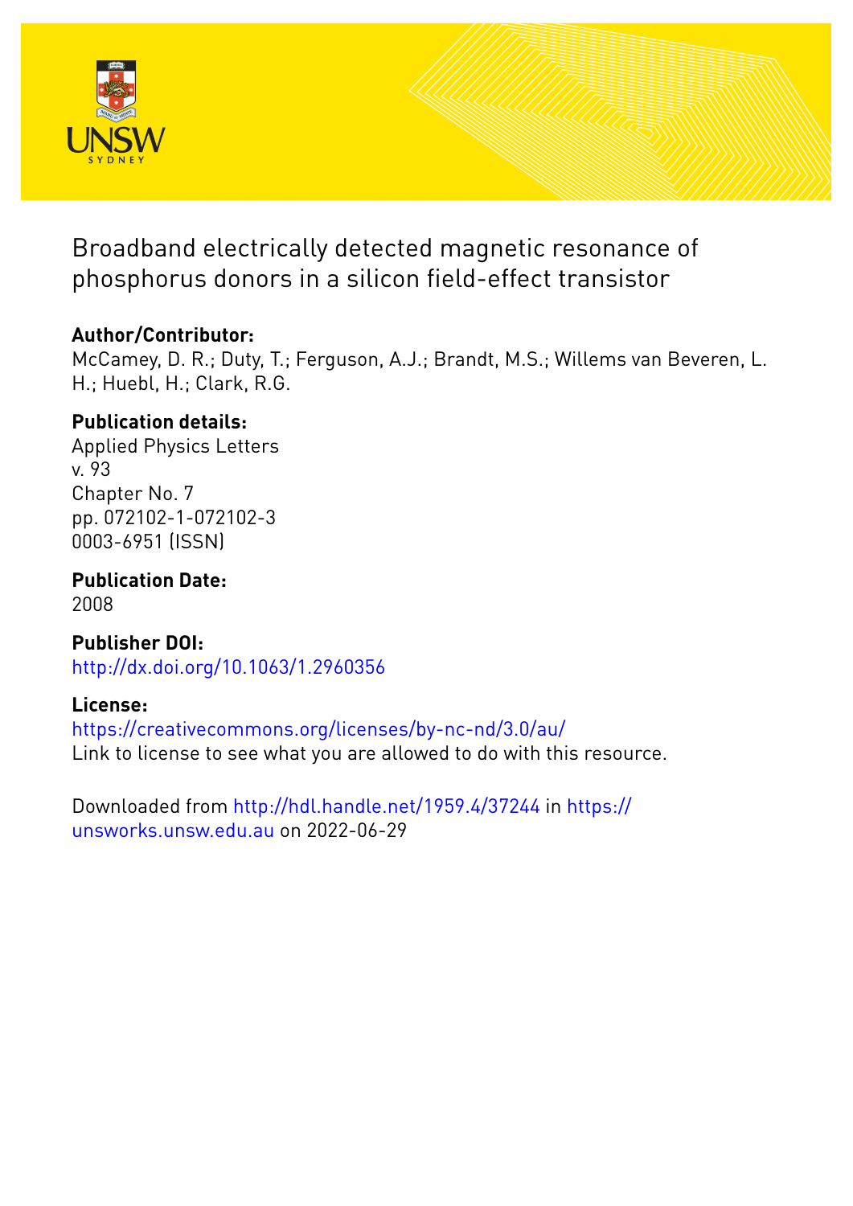# Broadband electrically detected magnetic resonance of phosphorus donors in a silicon field-effect transistor

**Author/Contributor:**
McCamey, D. R.; Duty, T.; Ferguson, A.J.; Brandt, M.S.; Willems van Beveren, L. H.; Huebl, H.; Clark, R.G.

**Publication details:**
Applied Physics Letters
v. 93
Chapter No. 7
pp. 072102-1-072102-3
0003-6951 (ISSN)

**Publication Date:**
2008

**Publisher DOI:**
http://dx.doi.org/10.1063/1.2960356

**License:**
https://creativecommons.org/licenses/by-nc-nd/3.0/au/
Link to license to see what you are allowed to do with this resource.

Downloaded from http://hdl.handle.net/1959.4/37244 in https://unsworks.unsw.edu.au on 2022-06-29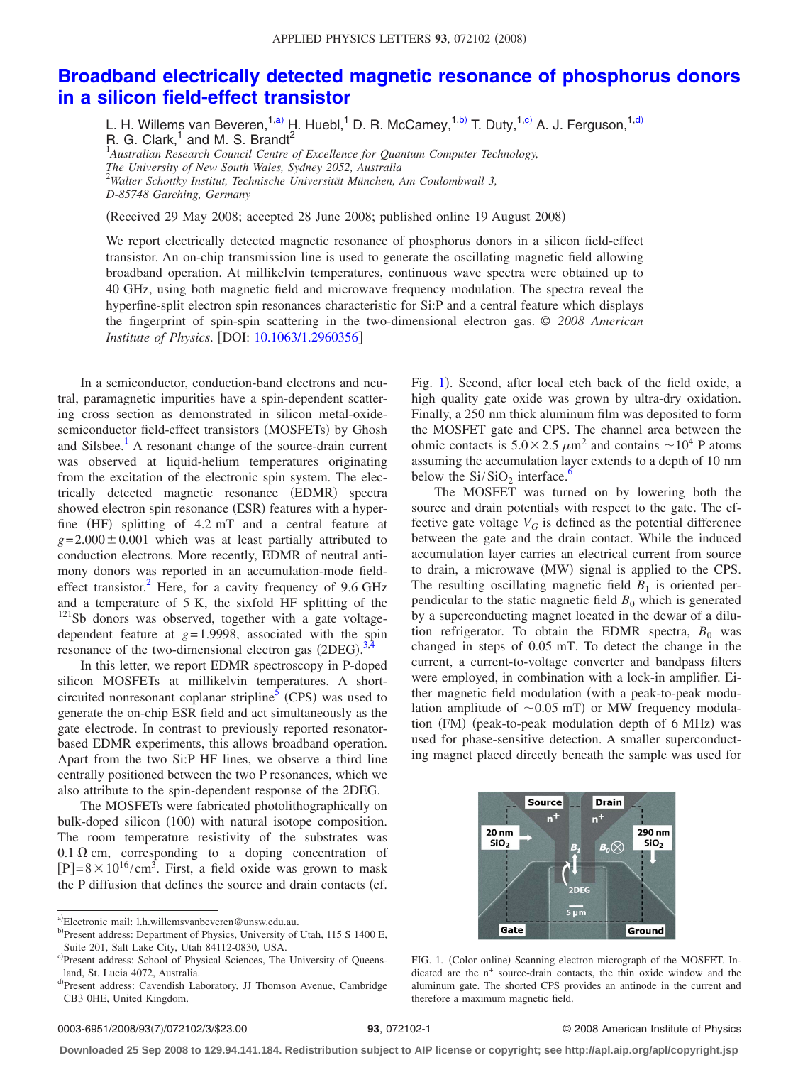# Broadband electrically detected magnetic resonance of phosphorus donors in a silicon field-effect transistor

L. H. Willems van Beveren,[1,a)] H. Huebl,[1] D. R. McCamey,[1,b)] T. Duty,[1,c)] A. J. Ferguson,[1,d)] R. G. Clark,[1] and M. S. Brandt[2]

[1]*Australian Research Council Centre of Excellence for Quantum Computer Technology, The University of New South Wales, Sydney 2052, Australia*
[2]*Walter Schottky Institut, Technische Universität München, Am Coulombwall 3, D-85748 Garching, Germany*

(Received 29 May 2008; accepted 28 June 2008; published online 19 August 2008)

We report electrically detected magnetic resonance of phosphorus donors in a silicon field-effect transistor. An on-chip transmission line is used to generate the oscillating magnetic field allowing broadband operation. At millikelvin temperatures, continuous wave spectra were obtained up to 40 GHz, using both magnetic field and microwave frequency modulation. The spectra reveal the hyperfine-split electron spin resonances characteristic for Si:P and a central feature which displays the fingerprint of spin-spin scattering in the two-dimensional electron gas. © *2008 American Institute of Physics*. [DOI: 10.1063/1.2960356]

In a semiconductor, conduction-band electrons and neutral, paramagnetic impurities have a spin-dependent scattering cross section as demonstrated in silicon metal-oxide-semiconductor field-effect transistors (MOSFETs) by Ghosh and Silsbee.[1] A resonant change of the source-drain current was observed at liquid-helium temperatures originating from the excitation of the electronic spin system. The electrically detected magnetic resonance (EDMR) spectra showed electron spin resonance (ESR) features with a hyperfine (HF) splitting of 4.2 mT and a central feature at $g=2.000\pm0.001$ which was at least partially attributed to conduction electrons. More recently, EDMR of neutral antimony donors was reported in an accumulation-mode field-effect transistor.[2] Here, for a cavity frequency of 9.6 GHz and a temperature of 5 K, the sixfold HF splitting of the $^{121}$Sb donors was observed, together with a gate voltage-dependent feature at $g=1.9998$, associated with the spin resonance of the two-dimensional electron gas (2DEG).[3,4]

In this letter, we report EDMR spectroscopy in P-doped silicon MOSFETs at millikelvin temperatures. A short-circuited nonresonant coplanar stripline[5] (CPS) was used to generate the on-chip ESR field and act simultaneously as the gate electrode. In contrast to previously reported resonator-based EDMR experiments, this allows broadband operation. Apart from the two Si:P HF lines, we observe a third line centrally positioned between the two P resonances, which we also attribute to the spin-dependent response of the 2DEG.

The MOSFETs were fabricated photolithographically on bulk-doped silicon (100) with natural isotope composition. The room temperature resistivity of the substrates was 0.1 Ω cm, corresponding to a doping concentration of $[P]=8\times10^{16}/\mathrm{cm}^3$. First, a field oxide was grown to mask the P diffusion that defines the source and drain contacts (cf. Fig. 1). Second, after local etch back of the field oxide, a high quality gate oxide was grown by ultra-dry oxidation. Finally, a 250 nm thick aluminum film was deposited to form the MOSFET gate and CPS. The channel area between the ohmic contacts is $5.0\times2.5\ \mu\mathrm{m}^2$ and contains $\sim10^4$ P atoms assuming the accumulation layer extends to a depth of 10 nm below the $Si/SiO_2$ interface.[6]

The MOSFET was turned on by lowering both the source and drain potentials with respect to the gate. The effective gate voltage $V_G$ is defined as the potential difference between the gate and the drain contact. While the induced accumulation layer carries an electrical current from source to drain, a microwave (MW) signal is applied to the CPS. The resulting oscillating magnetic field $B_1$ is oriented perpendicular to the static magnetic field $B_0$ which is generated by a superconducting magnet located in the dewar of a dilution refrigerator. To obtain the EDMR spectra, $B_0$ was changed in steps of 0.05 mT. To detect the change in the current, a current-to-voltage converter and bandpass filters were employed, in combination with a lock-in amplifier. Either magnetic field modulation (with a peak-to-peak modulation amplitude of ~0.05 mT) or MW frequency modulation (FM) (peak-to-peak modulation depth of 6 MHz) was used for phase-sensitive detection. A smaller superconducting magnet placed directly beneath the sample was used for

FIG. 1. (Color online) Scanning electron micrograph of the MOSFET. Indicated are the n$^+$ source-drain contacts, the thin oxide window and the aluminum gate. The shorted CPS provides an antinode in the current and therefore a maximum magnetic field.

---

a)Electronic mail: l.h.willemsvanbeveren@unsw.edu.au.
b)Present address: Department of Physics, University of Utah, 115 S 1400 E, Suite 201, Salt Lake City, Utah 84112-0830, USA.
c)Present address: School of Physical Sciences, The University of Queensland, St. Lucia 4072, Australia.
d)Present address: Cavendish Laboratory, JJ Thomson Avenue, Cambridge CB3 0HE, United Kingdom.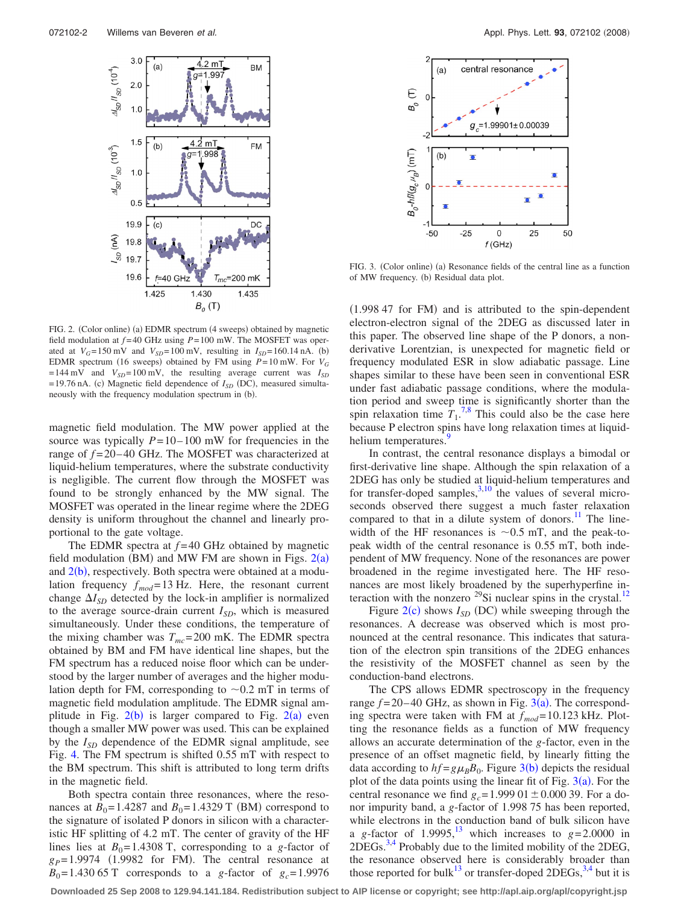FIG. 2. (Color online) (a) EDMR spectrum (4 sweeps) obtained by magnetic field modulation at $f=40$ GHz using $P=100$ mW. The MOSFET was operated at $V_G=150$ mV and $V_{SD}=100$ mV, resulting in $I_{SD}=160.14$ nA. (b) EDMR spectrum (16 sweeps) obtained by FM using $P=10$ mW. For $V_G=144$ mV and $V_{SD}=100$ mV, the resulting average current was $I_{SD}=19.76$ nA. (c) Magnetic field dependence of $I_{SD}$ (DC), measured simultaneously with the frequency modulation spectrum in (b).

magnetic field modulation. The MW power applied at the source was typically $P=10$–$100$ mW for frequencies in the range of $f=20$–$40$ GHz. The MOSFET was characterized at liquid-helium temperatures, where the substrate conductivity is negligible. The current flow through the MOSFET was found to be strongly enhanced by the MW signal. The MOSFET was operated in the linear regime where the 2DEG density is uniform throughout the channel and linearly proportional to the gate voltage.

The EDMR spectra at $f=40$ GHz obtained by magnetic field modulation (BM) and MW FM are shown in Figs. 2(a) and 2(b), respectively. Both spectra were obtained at a modulation frequency $f_{mod}=13$ Hz. Here, the resonant current change $\Delta I_{SD}$ detected by the lock-in amplifier is normalized to the average source-drain current $I_{SD}$, which is measured simultaneously. Under these conditions, the temperature of the mixing chamber was $T_{mc}=200$ mK. The EDMR spectra obtained by BM and FM have identical line shapes, but the FM spectrum has a reduced noise floor which can be understood by the larger number of averages and the higher modulation depth for FM, corresponding to $\sim 0.2$ mT in terms of magnetic field modulation amplitude. The EDMR signal amplitude in Fig. 2(b) is larger compared to Fig. 2(a) even though a smaller MW power was used. This can be explained by the $I_{SD}$ dependence of the EDMR signal amplitude, see Fig. 4. The FM spectrum is shifted 0.55 mT with respect to the BM spectrum. This shift is attributed to long term drifts in the magnetic field.

Both spectra contain three resonances, where the resonances at $B_0=1.4287$ and $B_0=1.4329$ T (BM) correspond to the signature of isolated P donors in silicon with a characteristic HF splitting of 4.2 mT. The center of gravity of the HF lines lies at $B_0=1.4308$ T, corresponding to a $g$-factor of $g_P=1.9974$ (1.9982 for FM). The central resonance at $B_0=1.430\,65$ T corresponds to a $g$-factor of $g_c=1.9976$ (1.998 47 for FM) and is attributed to the spin-dependent electron-electron signal of the 2DEG as discussed later in this paper. The observed line shape of the P donors, a nonderivative Lorentzian, is unexpected for magnetic field or frequency modulated ESR in slow adiabatic passage. Line shapes similar to these have been seen in conventional ESR under fast adiabatic passage conditions, where the modulation period and sweep time is significantly shorter than the spin relaxation time $T_1$.[7,8] This could also be the case here because P electron spins have long relaxation times at liquid-helium temperatures.[9]

FIG. 3. (Color online) (a) Resonance fields of the central line as a function of MW frequency. (b) Residual data plot.

In contrast, the central resonance displays a bimodal or first-derivative line shape. Although the spin relaxation of a 2DEG has only be studied at liquid-helium temperatures and for transfer-doped samples,[3,10] the values of several microseconds observed there suggest a much faster relaxation compared to that in a dilute system of donors.[11] The linewidth of the HF resonances is $\sim 0.5$ mT, and the peak-to-peak width of the central resonance is 0.55 mT, both independent of MW frequency. None of the resonances are power broadened in the regime investigated here. The HF resonances are most likely broadened by the superhyperfine interaction with the nonzero $^{29}$Si nuclear spins in the crystal.[12]

Figure 2(c) shows $I_{SD}$ (DC) while sweeping through the resonances. A decrease was observed which is most pronounced at the central resonance. This indicates that saturation of the electron spin transitions of the 2DEG enhances the resistivity of the MOSFET channel as seen by the conduction-band electrons.

The CPS allows EDMR spectroscopy in the frequency range $f=20$–$40$ GHz, as shown in Fig. 3(a). The corresponding spectra were taken with FM at $f_{mod}=10.123$ kHz. Plotting the resonance fields as a function of MW frequency allows an accurate determination of the $g$-factor, even in the presence of an offset magnetic field, by linearly fitting the data according to $hf=g\mu_B B_0$. Figure 3(b) depicts the residual plot of the data points using the linear fit of Fig. 3(a). For the central resonance we find $g_c=1.999\,01 \pm 0.000\,39$. For a donor impurity band, a $g$-factor of 1.998 75 has been reported, while electrons in the conduction band of bulk silicon have a $g$-factor of 1.9995,[13] which increases to $g=2.0000$ in 2DEGs.[3,4] Probably due to the limited mobility of the 2DEG, the resonance observed here is considerably broader than those reported for bulk[13] or transfer-doped 2DEGs,[3,4] but it is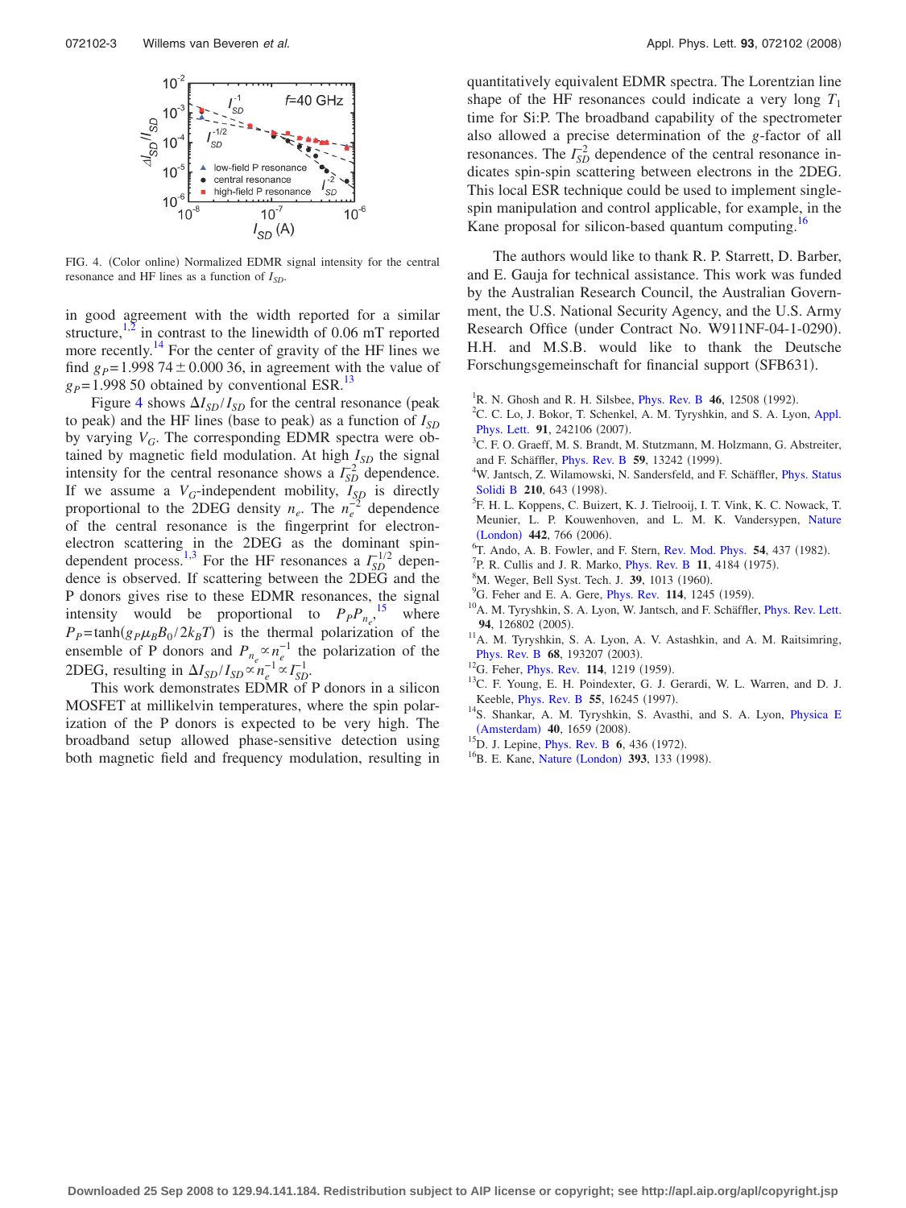10^{-2}

f=40 GHz

$I_{SD}^{-1}$

$I_{SD}^{-1/2}$

$I_{SD}^{-2}$

$\Delta I_{SD}/I_{SD}$

low-field P resonance

central resonance

high-field P resonance

$I_{SD}$ (A)

FIG. 4. (Color online) Normalized EDMR signal intensity for the central resonance and HF lines as a function of $I_{SD}$.

in good agreement with the width reported for a similar structure,[1,2] in contrast to the linewidth of 0.06 mT reported more recently.[14] For the center of gravity of the HF lines we find $g_P=1.998\,74\pm0.000\,36$, in agreement with the value of $g_P=1.998\,50$ obtained by conventional ESR.[13]

Figure 4 shows $\Delta I_{SD}/I_{SD}$ for the central resonance (peak to peak) and the HF lines (base to peak) as a function of $I_{SD}$ by varying $V_G$. The corresponding EDMR spectra were obtained by magnetic field modulation. At high $I_{SD}$ the signal intensity for the central resonance shows a $I_{SD}^{-2}$ dependence. If we assume a $V_G$-independent mobility, $I_{SD}$ is directly proportional to the 2DEG density $n_e$. The $n_e^{-2}$ dependence of the central resonance is the fingerprint for electron-electron scattering in the 2DEG as the dominant spin-dependent process.[1,3] For the HF resonances a $I_{SD}^{-1/2}$ dependence is observed. If scattering between the 2DEG and the P donors gives rise to these EDMR resonances, the signal intensity would be proportional to $P_P P_{n_e}$,[15] where $P_P=\tanh(g_P\mu_B B_0/2k_BT)$ is the thermal polarization of the ensemble of P donors and $P_{n_e}\propto n_e^{-1}$ the polarization of the 2DEG, resulting in $\Delta I_{SD}/I_{SD}\propto n_e^{-1}\propto I_{SD}^{-1}$.

This work demonstrates EDMR of P donors in a silicon MOSFET at millikelvin temperatures, where the spin polarization of the P donors is expected to be very high. The broadband setup allowed phase-sensitive detection using both magnetic field and frequency modulation, resulting in quantitatively equivalent EDMR spectra. The Lorentzian line shape of the HF resonances could indicate a very long $T_1$ time for Si:P. The broadband capability of the spectrometer also allowed a precise determination of the $g$-factor of all resonances. The $I_{SD}^{-2}$ dependence of the central resonance indicates spin-spin scattering between electrons in the 2DEG. This local ESR technique could be used to implement single-spin manipulation and control applicable, for example, in the Kane proposal for silicon-based quantum computing.[16]

The authors would like to thank R. P. Starrett, D. Barber, and E. Gauja for technical assistance. This work was funded by the Australian Research Council, the Australian Government, the U.S. National Security Agency, and the U.S. Army Research Office (under Contract No. W911NF-04-1-0290). H.H. and M.S.B. would like to thank the Deutsche Forschungsgemeinschaft for financial support (SFB631).

[1] R. N. Ghosh and R. H. Silsbee, Phys. Rev. B **46**, 12508 (1992).
[2] C. C. Lo, J. Bokor, T. Schenkel, A. M. Tyryshkin, and S. A. Lyon, Appl. Phys. Lett. **91**, 242106 (2007).
[3] C. F. O. Graeff, M. S. Brandt, M. Stutzmann, M. Holzmann, G. Abstreiter, and F. Schäffler, Phys. Rev. B **59**, 13242 (1999).
[4] W. Jantsch, Z. Wilamowski, N. Sandersfeld, and F. Schäffler, Phys. Status Solidi B **210**, 643 (1998).
[5] F. H. L. Koppens, C. Buizert, K. J. Tielrooij, I. T. Vink, K. C. Nowack, T. Meunier, L. P. Kouwenhoven, and L. M. K. Vandersypen, Nature (London) **442**, 766 (2006).
[6] T. Ando, A. B. Fowler, and F. Stern, Rev. Mod. Phys. **54**, 437 (1982).
[7] P. R. Cullis and J. R. Marko, Phys. Rev. B **11**, 4184 (1975).
[8] M. Weger, Bell Syst. Tech. J. **39**, 1013 (1960).
[9] G. Feher and E. A. Gere, Phys. Rev. **114**, 1245 (1959).
[10] A. M. Tyryshkin, S. A. Lyon, W. Jantsch, and F. Schäffler, Phys. Rev. Lett. **94**, 126802 (2005).
[11] A. M. Tyryshkin, S. A. Lyon, A. V. Astashkin, and A. M. Raitsimring, Phys. Rev. B **68**, 193207 (2003).
[12] G. Feher, Phys. Rev. **114**, 1219 (1959).
[13] C. F. Young, E. H. Poindexter, G. J. Gerardi, W. L. Warren, and D. J. Keeble, Phys. Rev. B **55**, 16245 (1997).
[14] S. Shankar, A. M. Tyryshkin, S. Avasthi, and S. A. Lyon, Physica E (Amsterdam) **40**, 1659 (2008).
[15] D. J. Lepine, Phys. Rev. B **6**, 436 (1972).
[16] B. E. Kane, Nature (London) **393**, 133 (1998).